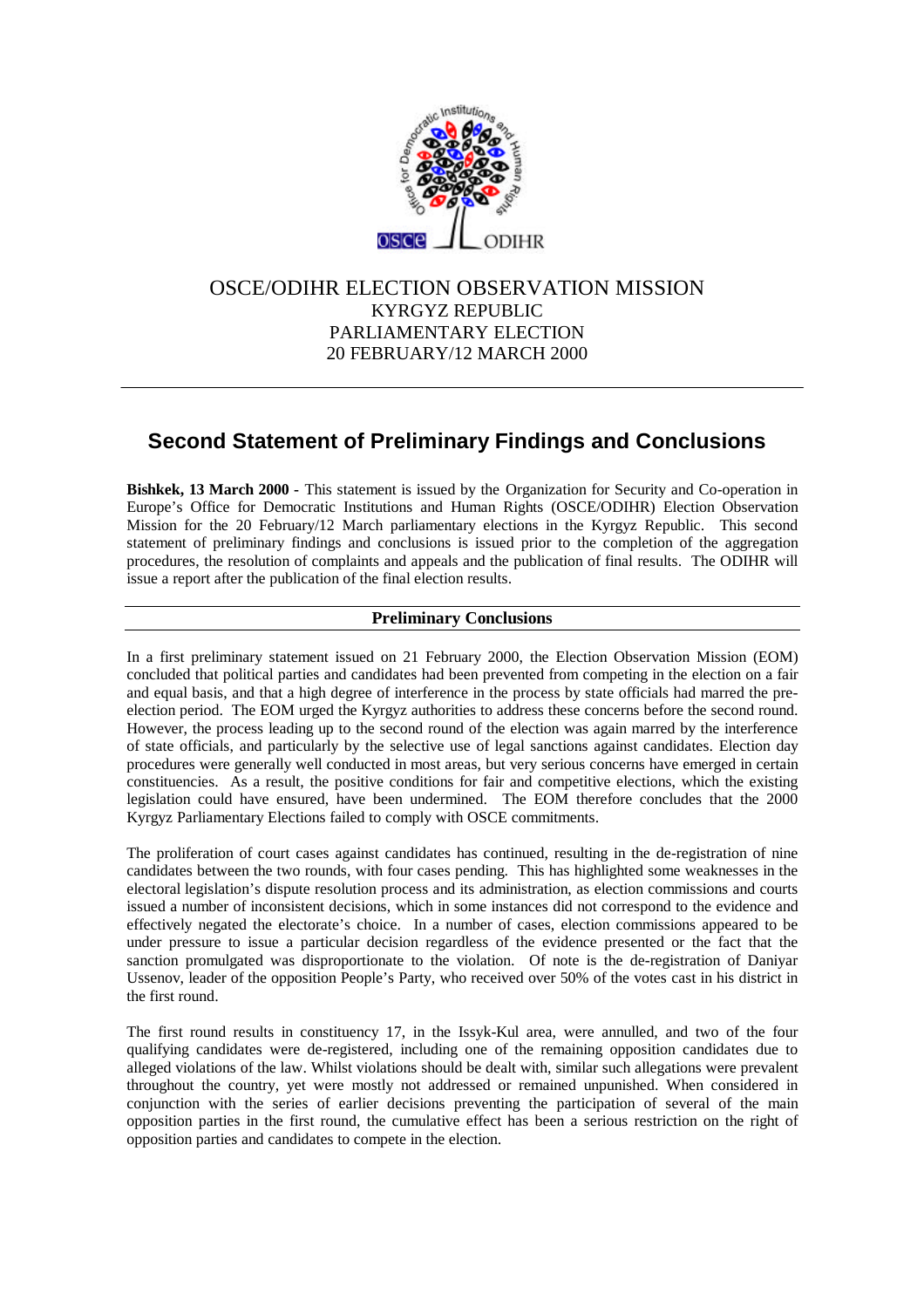OSCE/ODIHR ELECTION OBSERVATION MISSION
KYRGYZ REPUBLIC
PARLIAMENTARY ELECTION
20 FEBRUARY/12 MARCH 2000

# Second Statement of Preliminary Findings and Conclusions

**Bishkek, 13 March 2000 -** This statement is issued by the Organization for Security and Co-operation in Europe's Office for Democratic Institutions and Human Rights (OSCE/ODIHR) Election Observation Mission for the 20 February/12 March parliamentary elections in the Kyrgyz Republic. This second statement of preliminary findings and conclusions is issued prior to the completion of the aggregation procedures, the resolution of complaints and appeals and the publication of final results. The ODIHR will issue a report after the publication of the final election results.

## Preliminary Conclusions

In a first preliminary statement issued on 21 February 2000, the Election Observation Mission (EOM) concluded that political parties and candidates had been prevented from competing in the election on a fair and equal basis, and that a high degree of interference in the process by state officials had marred the pre-election period. The EOM urged the Kyrgyz authorities to address these concerns before the second round. However, the process leading up to the second round of the election was again marred by the interference of state officials, and particularly by the selective use of legal sanctions against candidates. Election day procedures were generally well conducted in most areas, but very serious concerns have emerged in certain constituencies. As a result, the positive conditions for fair and competitive elections, which the existing legislation could have ensured, have been undermined. The EOM therefore concludes that the 2000 Kyrgyz Parliamentary Elections failed to comply with OSCE commitments.

The proliferation of court cases against candidates has continued, resulting in the de-registration of nine candidates between the two rounds, with four cases pending. This has highlighted some weaknesses in the electoral legislation's dispute resolution process and its administration, as election commissions and courts issued a number of inconsistent decisions, which in some instances did not correspond to the evidence and effectively negated the electorate's choice. In a number of cases, election commissions appeared to be under pressure to issue a particular decision regardless of the evidence presented or the fact that the sanction promulgated was disproportionate to the violation. Of note is the de-registration of Daniyar Ussenov, leader of the opposition People's Party, who received over 50% of the votes cast in his district in the first round.

The first round results in constituency 17, in the Issyk-Kul area, were annulled, and two of the four qualifying candidates were de-registered, including one of the remaining opposition candidates due to alleged violations of the law. Whilst violations should be dealt with, similar such allegations were prevalent throughout the country, yet were mostly not addressed or remained unpunished. When considered in conjunction with the series of earlier decisions preventing the participation of several of the main opposition parties in the first round, the cumulative effect has been a serious restriction on the right of opposition parties and candidates to compete in the election.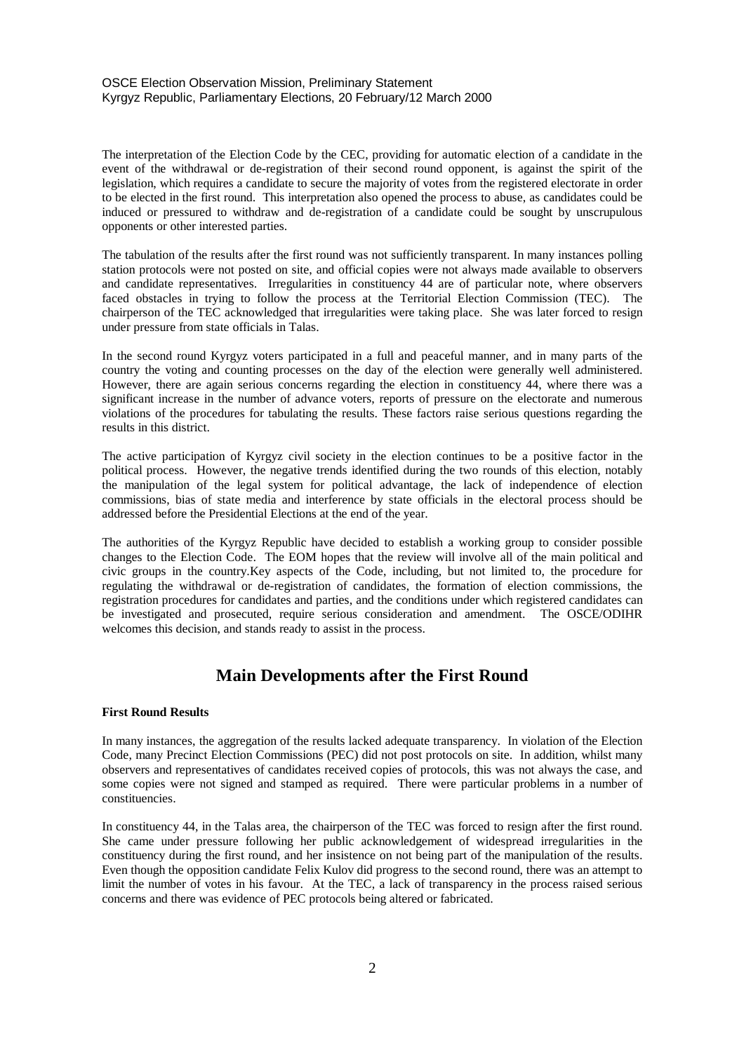The interpretation of the Election Code by the CEC, providing for automatic election of a candidate in the event of the withdrawal or de-registration of their second round opponent, is against the spirit of the legislation, which requires a candidate to secure the majority of votes from the registered electorate in order to be elected in the first round. This interpretation also opened the process to abuse, as candidates could be induced or pressured to withdraw and de-registration of a candidate could be sought by unscrupulous opponents or other interested parties.

The tabulation of the results after the first round was not sufficiently transparent. In many instances polling station protocols were not posted on site, and official copies were not always made available to observers and candidate representatives. Irregularities in constituency 44 are of particular note, where observers faced obstacles in trying to follow the process at the Territorial Election Commission (TEC). The chairperson of the TEC acknowledged that irregularities were taking place. She was later forced to resign under pressure from state officials in Talas.

In the second round Kyrgyz voters participated in a full and peaceful manner, and in many parts of the country the voting and counting processes on the day of the election were generally well administered. However, there are again serious concerns regarding the election in constituency 44, where there was a significant increase in the number of advance voters, reports of pressure on the electorate and numerous violations of the procedures for tabulating the results. These factors raise serious questions regarding the results in this district.

The active participation of Kyrgyz civil society in the election continues to be a positive factor in the political process. However, the negative trends identified during the two rounds of this election, notably the manipulation of the legal system for political advantage, the lack of independence of election commissions, bias of state media and interference by state officials in the electoral process should be addressed before the Presidential Elections at the end of the year.

The authorities of the Kyrgyz Republic have decided to establish a working group to consider possible changes to the Election Code. The EOM hopes that the review will involve all of the main political and civic groups in the country.Key aspects of the Code, including, but not limited to, the procedure for regulating the withdrawal or de-registration of candidates, the formation of election commissions, the registration procedures for candidates and parties, and the conditions under which registered candidates can be investigated and prosecuted, require serious consideration and amendment. The OSCE/ODIHR welcomes this decision, and stands ready to assist in the process.

## Main Developments after the First Round

**First Round Results**

In many instances, the aggregation of the results lacked adequate transparency. In violation of the Election Code, many Precinct Election Commissions (PEC) did not post protocols on site. In addition, whilst many observers and representatives of candidates received copies of protocols, this was not always the case, and some copies were not signed and stamped as required. There were particular problems in a number of constituencies.

In constituency 44, in the Talas area, the chairperson of the TEC was forced to resign after the first round. She came under pressure following her public acknowledgement of widespread irregularities in the constituency during the first round, and her insistence on not being part of the manipulation of the results. Even though the opposition candidate Felix Kulov did progress to the second round, there was an attempt to limit the number of votes in his favour. At the TEC, a lack of transparency in the process raised serious concerns and there was evidence of PEC protocols being altered or fabricated.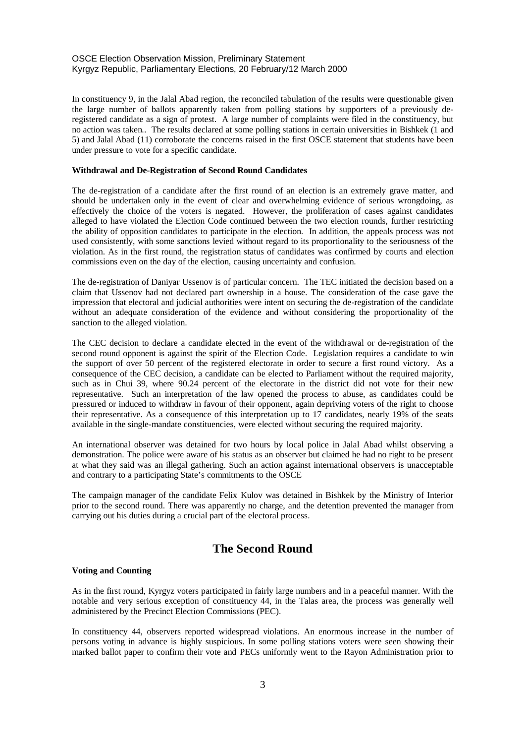In constituency 9, in the Jalal Abad region, the reconciled tabulation of the results were questionable given the large number of ballots apparently taken from polling stations by supporters of a previously de-registered candidate as a sign of protest. A large number of complaints were filed in the constituency, but no action was taken.. The results declared at some polling stations in certain universities in Bishkek (1 and 5) and Jalal Abad (11) corroborate the concerns raised in the first OSCE statement that students have been under pressure to vote for a specific candidate.

**Withdrawal and De-Registration of Second Round Candidates**

The de-registration of a candidate after the first round of an election is an extremely grave matter, and should be undertaken only in the event of clear and overwhelming evidence of serious wrongdoing, as effectively the choice of the voters is negated. However, the proliferation of cases against candidates alleged to have violated the Election Code continued between the two election rounds, further restricting the ability of opposition candidates to participate in the election. In addition, the appeals process was not used consistently, with some sanctions levied without regard to its proportionality to the seriousness of the violation. As in the first round, the registration status of candidates was confirmed by courts and election commissions even on the day of the election, causing uncertainty and confusion.

The de-registration of Daniyar Ussenov is of particular concern. The TEC initiated the decision based on a claim that Ussenov had not declared part ownership in a house. The consideration of the case gave the impression that electoral and judicial authorities were intent on securing the de-registration of the candidate without an adequate consideration of the evidence and without considering the proportionality of the sanction to the alleged violation.

The CEC decision to declare a candidate elected in the event of the withdrawal or de-registration of the second round opponent is against the spirit of the Election Code. Legislation requires a candidate to win the support of over 50 percent of the registered electorate in order to secure a first round victory. As a consequence of the CEC decision, a candidate can be elected to Parliament without the required majority, such as in Chui 39, where 90.24 percent of the electorate in the district did not vote for their new representative. Such an interpretation of the law opened the process to abuse, as candidates could be pressured or induced to withdraw in favour of their opponent, again depriving voters of the right to choose their representative. As a consequence of this interpretation up to 17 candidates, nearly 19% of the seats available in the single-mandate constituencies, were elected without securing the required majority.

An international observer was detained for two hours by local police in Jalal Abad whilst observing a demonstration. The police were aware of his status as an observer but claimed he had no right to be present at what they said was an illegal gathering. Such an action against international observers is unacceptable and contrary to a participating State's commitments to the OSCE

The campaign manager of the candidate Felix Kulov was detained in Bishkek by the Ministry of Interior prior to the second round. There was apparently no charge, and the detention prevented the manager from carrying out his duties during a crucial part of the electoral process.

## The Second Round

**Voting and Counting**

As in the first round, Kyrgyz voters participated in fairly large numbers and in a peaceful manner. With the notable and very serious exception of constituency 44, in the Talas area, the process was generally well administered by the Precinct Election Commissions (PEC).

In constituency 44, observers reported widespread violations. An enormous increase in the number of persons voting in advance is highly suspicious. In some polling stations voters were seen showing their marked ballot paper to confirm their vote and PECs uniformly went to the Rayon Administration prior to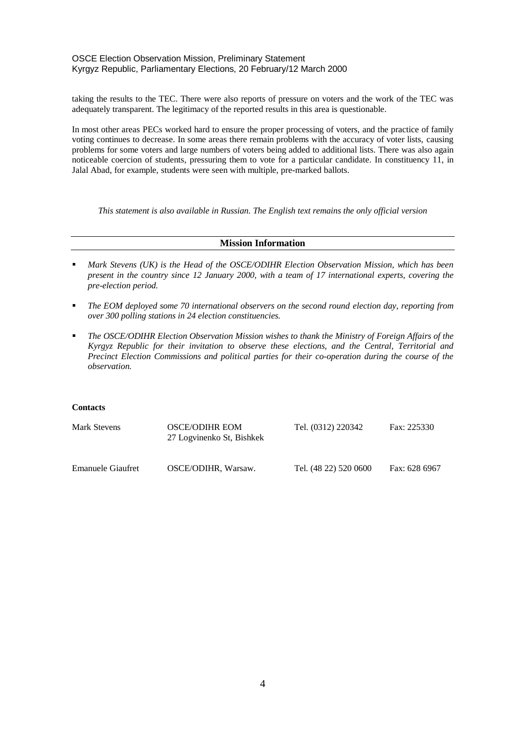taking the results to the TEC. There were also reports of pressure on voters and the work of the TEC was adequately transparent. The legitimacy of the reported results in this area is questionable.

In most other areas PECs worked hard to ensure the proper processing of voters, and the practice of family voting continues to decrease. In some areas there remain problems with the accuracy of voter lists, causing problems for some voters and large numbers of voters being added to additional lists. There was also again noticeable coercion of students, pressuring them to vote for a particular candidate. In constituency 11, in Jalal Abad, for example, students were seen with multiple, pre-marked ballots.

*This statement is also available in Russian. The English text remains the only official version*

## Mission Information

- *Mark Stevens (UK) is the Head of the OSCE/ODIHR Election Observation Mission, which has been present in the country since 12 January 2000, with a team of 17 international experts, covering the pre-election period.*
- *The EOM deployed some 70 international observers on the second round election day, reporting from over 300 polling stations in 24 election constituencies.*
- *The OSCE/ODIHR Election Observation Mission wishes to thank the Ministry of Foreign Affairs of the Kyrgyz Republic for their invitation to observe these elections, and the Central, Territorial and Precinct Election Commissions and political parties for their co-operation during the course of the observation.*

**Contacts**

| | | | |
|---|---|---|---|
| Mark Stevens | OSCE/ODIHR EOM<br>27 Logvinenko St, Bishkek | Tel. (0312) 220342 | Fax: 225330 |
| Emanuele Giaufret | OSCE/ODIHR, Warsaw. | Tel. (48 22) 520 0600 | Fax: 628 6967 |